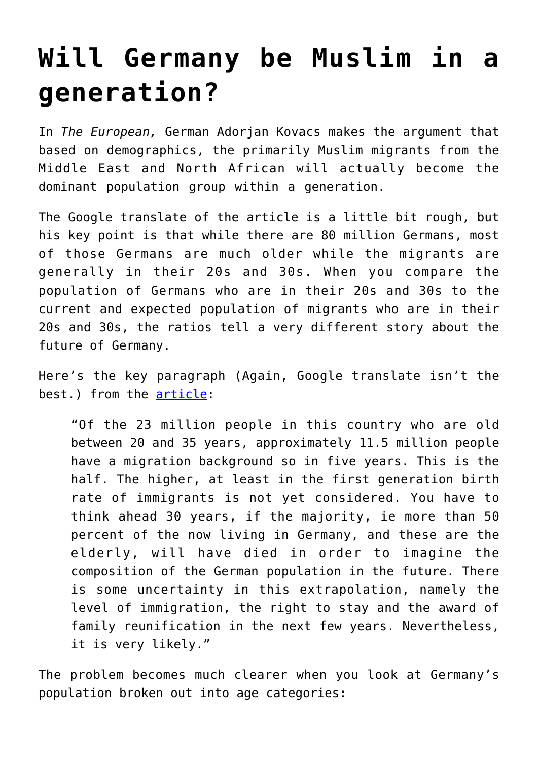# Will Germany be Muslim in a generation?

In *The European,* German Adorjan Kovacs makes the argument that based on demographics, the primarily Muslim migrants from the Middle East and North African will actually become the dominant population group within a generation.

The Google translate of the article is a little bit rough, but his key point is that while there are 80 million Germans, most of those Germans are much older while the migrants are generally in their 20s and 30s. When you compare the population of Germans who are in their 20s and 30s to the current and expected population of migrants who are in their 20s and 30s, the ratios tell a very different story about the future of Germany.

Here's the key paragraph (Again, Google translate isn't the best.) from the [article](article):

> "Of the 23 million people in this country who are old between 20 and 35 years, approximately 11.5 million people have a migration background so in five years. This is the half. The higher, at least in the first generation birth rate of immigrants is not yet considered. You have to think ahead 30 years, if the majority, ie more than 50 percent of the now living in Germany, and these are the elderly, will have died in order to imagine the composition of the German population in the future. There is some uncertainty in this extrapolation, namely the level of immigration, the right to stay and the award of family reunification in the next few years. Nevertheless, it is very likely."

The problem becomes much clearer when you look at Germany's population broken out into age categories: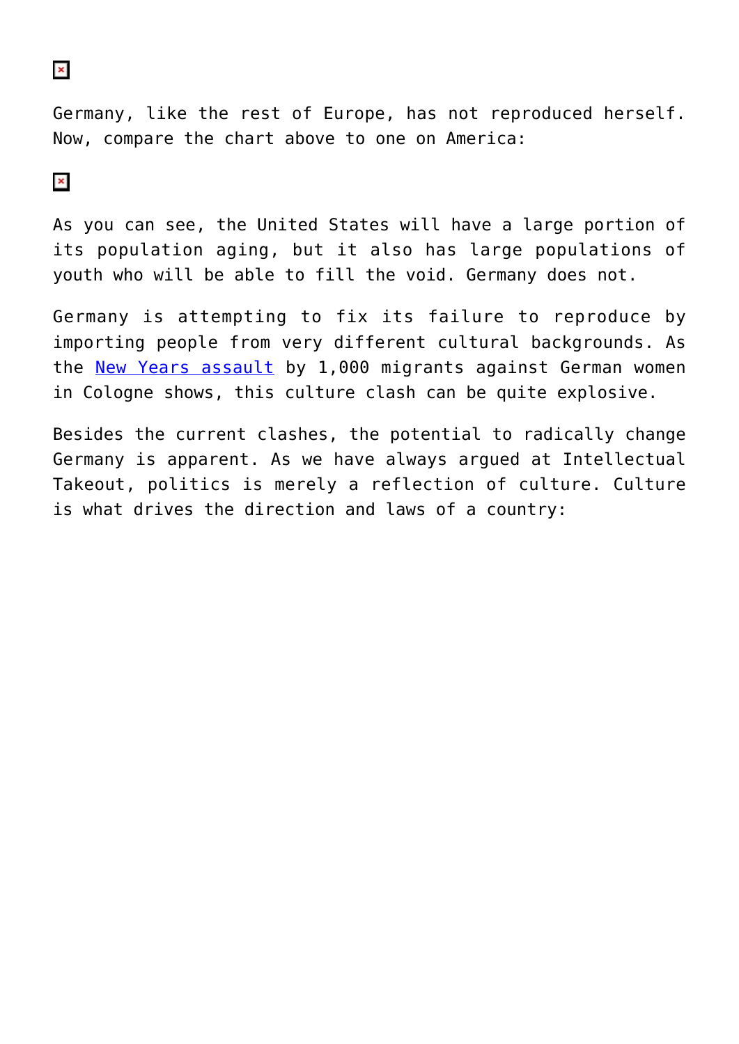Germany, like the rest of Europe, has not reproduced herself. Now, compare the chart above to one on America:

As you can see, the United States will have a large portion of its population aging, but it also has large populations of youth who will be able to fill the void. Germany does not.

Germany is attempting to fix its failure to reproduce by importing people from very different cultural backgrounds. As the New Years assault by 1,000 migrants against German women in Cologne shows, this culture clash can be quite explosive.

Besides the current clashes, the potential to radically change Germany is apparent. As we have always argued at Intellectual Takeout, politics is merely a reflection of culture. Culture is what drives the direction and laws of a country: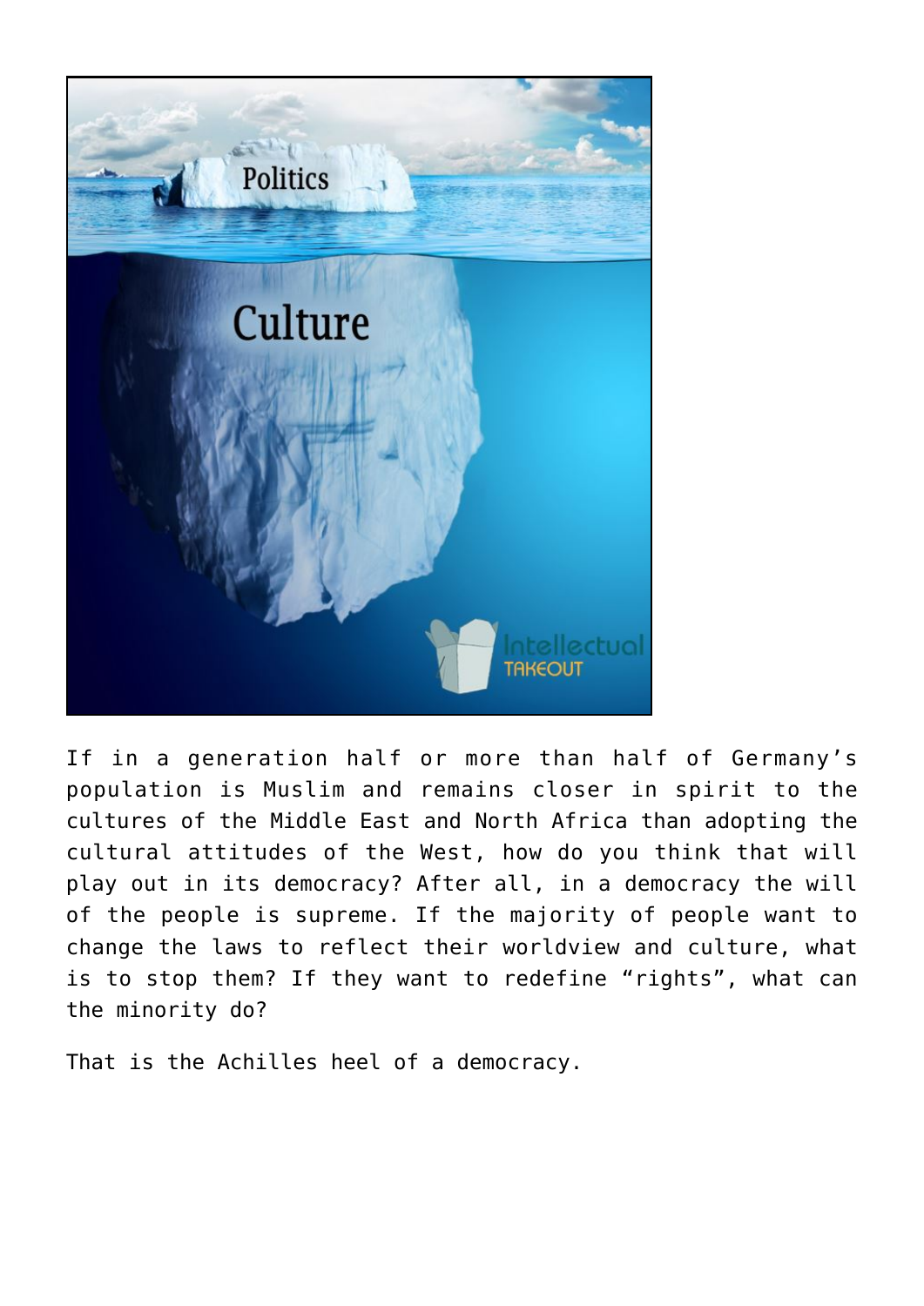If in a generation half or more than half of Germany's population is Muslim and remains closer in spirit to the cultures of the Middle East and North Africa than adopting the cultural attitudes of the West, how do you think that will play out in its democracy? After all, in a democracy the will of the people is supreme. If the majority of people want to change the laws to reflect their worldview and culture, what is to stop them? If they want to redefine "rights", what can the minority do?

That is the Achilles heel of a democracy.